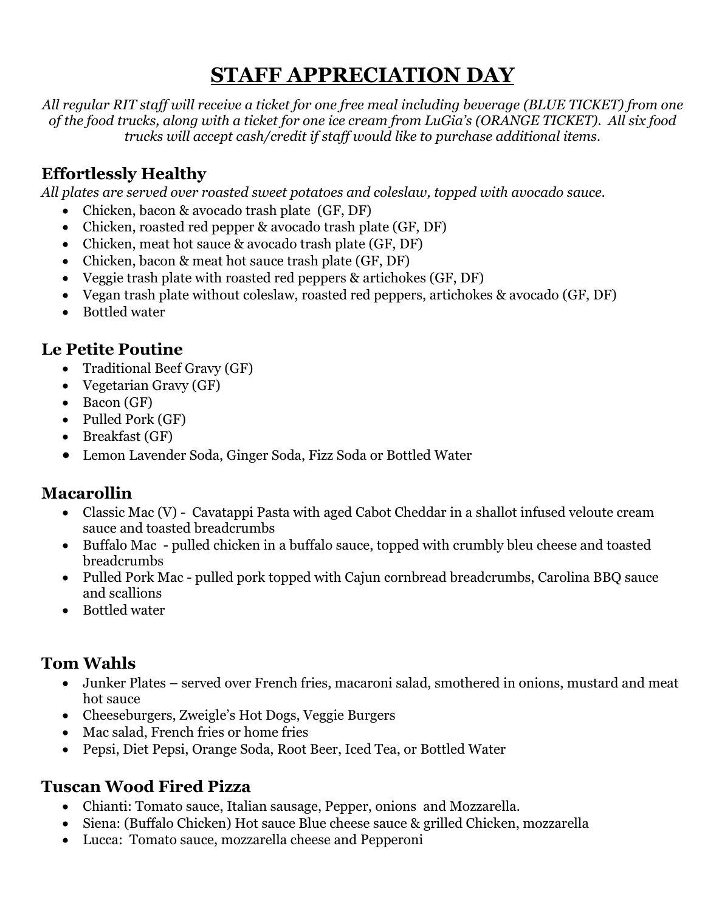# STAFF APPRECIATION DAY

*All regular RIT staff will receive a ticket for one free meal including beverage (BLUE TICKET) from one of the food trucks, along with a ticket for one ice cream from LuGia's (ORANGE TICKET). All six food trucks will accept cash/credit if staff would like to purchase additional items.*

## Effortlessly Healthy

*All plates are served over roasted sweet potatoes and coleslaw, topped with avocado sauce.*

- Chicken, bacon & avocado trash plate (GF, DF)
- Chicken, roasted red pepper & avocado trash plate (GF, DF)
- Chicken, meat hot sauce & avocado trash plate (GF, DF)
- Chicken, bacon & meat hot sauce trash plate (GF, DF)
- Veggie trash plate with roasted red peppers & artichokes (GF, DF)
- Vegan trash plate without coleslaw, roasted red peppers, artichokes & avocado (GF, DF)
- Bottled water

## Le Petite Poutine

- Traditional Beef Gravy (GF)
- Vegetarian Gravy (GF)
- Bacon (GF)
- Pulled Pork (GF)
- Breakfast (GF)
- Lemon Lavender Soda, Ginger Soda, Fizz Soda or Bottled Water

## Macarollin

- Classic Mac (V) - Cavatappi Pasta with aged Cabot Cheddar in a shallot infused veloute cream sauce and toasted breadcrumbs
- Buffalo Mac - pulled chicken in a buffalo sauce, topped with crumbly bleu cheese and toasted breadcrumbs
- Pulled Pork Mac - pulled pork topped with Cajun cornbread breadcrumbs, Carolina BBQ sauce and scallions
- Bottled water

## Tom Wahls

- Junker Plates – served over French fries, macaroni salad, smothered in onions, mustard and meat hot sauce
- Cheeseburgers, Zweigle's Hot Dogs, Veggie Burgers
- Mac salad, French fries or home fries
- Pepsi, Diet Pepsi, Orange Soda, Root Beer, Iced Tea, or Bottled Water

## Tuscan Wood Fired Pizza

- Chianti: Tomato sauce, Italian sausage, Pepper, onions and Mozzarella.
- Siena: (Buffalo Chicken) Hot sauce Blue cheese sauce & grilled Chicken, mozzarella
- Lucca: Tomato sauce, mozzarella cheese and Pepperoni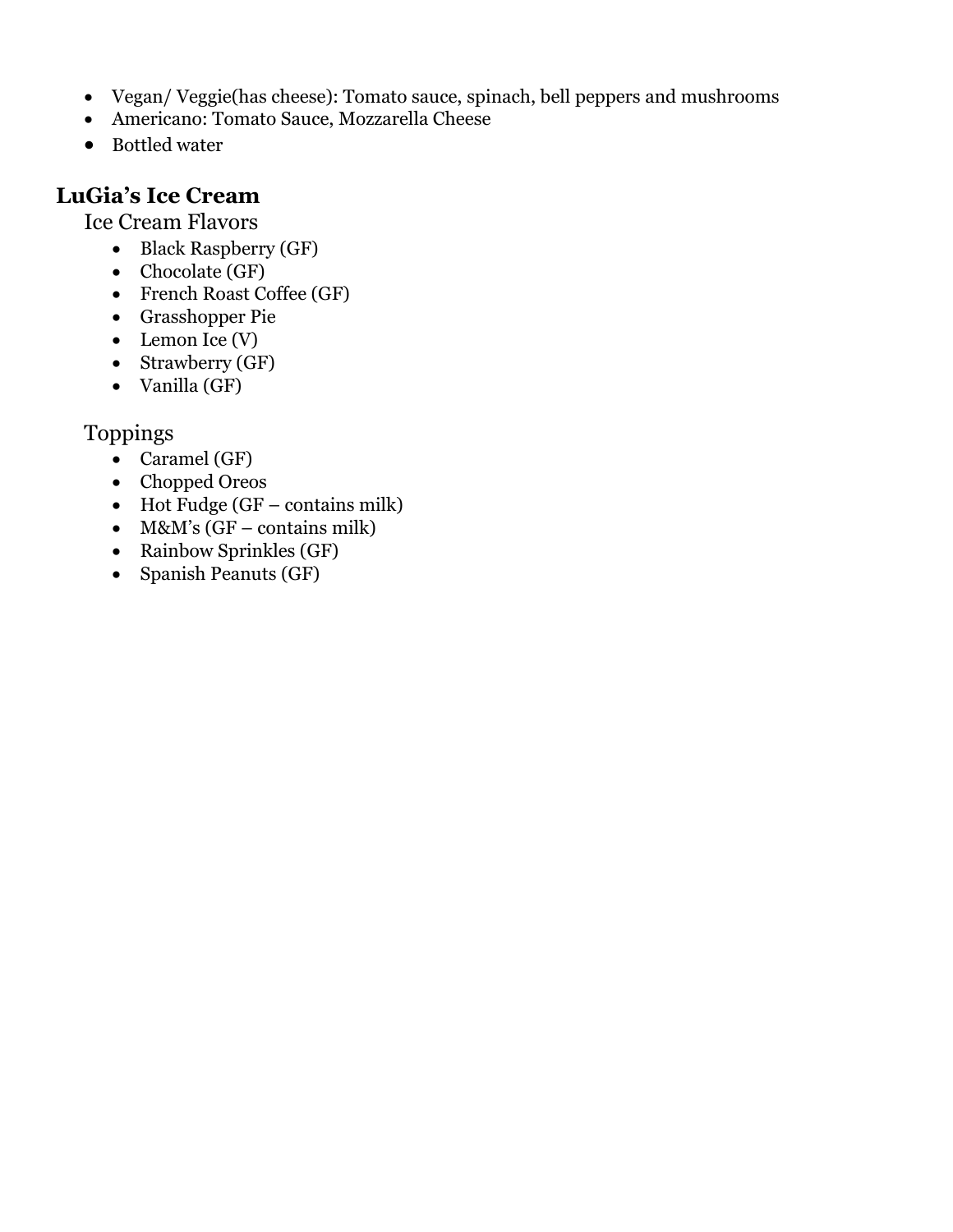- Vegan/ Veggie(has cheese): Tomato sauce, spinach, bell peppers and mushrooms
- Americano: Tomato Sauce, Mozzarella Cheese
- Bottled water

## LuGia's Ice Cream

### Ice Cream Flavors

- Black Raspberry (GF)
- Chocolate (GF)
- French Roast Coffee (GF)
- Grasshopper Pie
- Lemon Ice (V)
- Strawberry (GF)
- Vanilla (GF)

### Toppings

- Caramel (GF)
- Chopped Oreos
- Hot Fudge (GF – contains milk)
- M&M's (GF – contains milk)
- Rainbow Sprinkles (GF)
- Spanish Peanuts (GF)